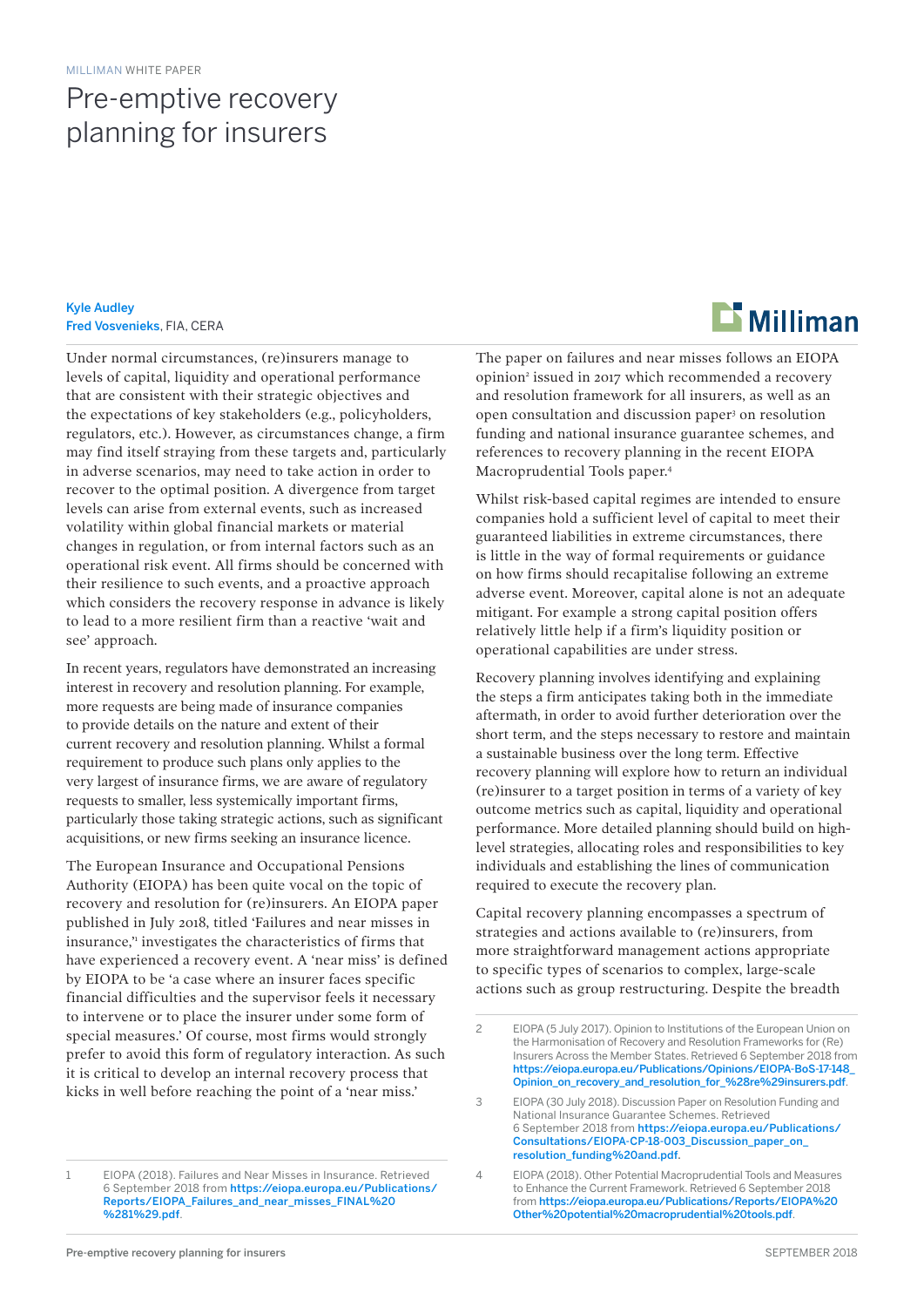MILLIMAN WHITE PAPER

# Pre-emptive recovery planning for insurers

**Kyle Audley**
**Fred Vosvenieks**, FIA, CERA

Under normal circumstances, (re)insurers manage to levels of capital, liquidity and operational performance that are consistent with their strategic objectives and the expectations of key stakeholders (e.g., policyholders, regulators, etc.). However, as circumstances change, a firm may find itself straying from these targets and, particularly in adverse scenarios, may need to take action in order to recover to the optimal position. A divergence from target levels can arise from external events, such as increased volatility within global financial markets or material changes in regulation, or from internal factors such as an operational risk event. All firms should be concerned with their resilience to such events, and a proactive approach which considers the recovery response in advance is likely to lead to a more resilient firm than a reactive 'wait and see' approach.

In recent years, regulators have demonstrated an increasing interest in recovery and resolution planning. For example, more requests are being made of insurance companies to provide details on the nature and extent of their current recovery and resolution planning. Whilst a formal requirement to produce such plans only applies to the very largest of insurance firms, we are aware of regulatory requests to smaller, less systemically important firms, particularly those taking strategic actions, such as significant acquisitions, or new firms seeking an insurance licence.

The European Insurance and Occupational Pensions Authority (EIOPA) has been quite vocal on the topic of recovery and resolution for (re)insurers. An EIOPA paper published in July 2018, titled 'Failures and near misses in insurance,'[1] investigates the characteristics of firms that have experienced a recovery event. A 'near miss' is defined by EIOPA to be 'a case where an insurer faces specific financial difficulties and the supervisor feels it necessary to intervene or to place the insurer under some form of special measures.' Of course, most firms would strongly prefer to avoid this form of regulatory interaction. As such it is critical to develop an internal recovery process that kicks in well before reaching the point of a 'near miss.'

The paper on failures and near misses follows an EIOPA opinion[2] issued in 2017 which recommended a recovery and resolution framework for all insurers, as well as an open consultation and discussion paper[3] on resolution funding and national insurance guarantee schemes, and references to recovery planning in the recent EIOPA Macroprudential Tools paper.[4]

Whilst risk-based capital regimes are intended to ensure companies hold a sufficient level of capital to meet their guaranteed liabilities in extreme circumstances, there is little in the way of formal requirements or guidance on how firms should recapitalise following an extreme adverse event. Moreover, capital alone is not an adequate mitigant. For example a strong capital position offers relatively little help if a firm's liquidity position or operational capabilities are under stress.

Recovery planning involves identifying and explaining the steps a firm anticipates taking both in the immediate aftermath, in order to avoid further deterioration over the short term, and the steps necessary to restore and maintain a sustainable business over the long term. Effective recovery planning will explore how to return an individual (re)insurer to a target position in terms of a variety of key outcome metrics such as capital, liquidity and operational performance. More detailed planning should build on high-level strategies, allocating roles and responsibilities to key individuals and establishing the lines of communication required to execute the recovery plan.

Capital recovery planning encompasses a spectrum of strategies and actions available to (re)insurers, from more straightforward management actions appropriate to specific types of scenarios to complex, large-scale actions such as group restructuring. Despite the breadth

---

1 EIOPA (2018). Failures and Near Misses in Insurance. Retrieved 6 September 2018 from https://eiopa.europa.eu/Publications/Reports/EIOPA_Failures_and_near_misses_FINAL%20%281%29.pdf.

2 EIOPA (5 July 2017). Opinion to Institutions of the European Union on the Harmonisation of Recovery and Resolution Frameworks for (Re) Insurers Across the Member States. Retrieved 6 September 2018 from https://eiopa.europa.eu/Publications/Opinions/EIOPA-BoS-17-148_Opinion_on_recovery_and_resolution_for_%28re%29insurers.pdf.

3 EIOPA (30 July 2018). Discussion Paper on Resolution Funding and National Insurance Guarantee Schemes. Retrieved 6 September 2018 from https://eiopa.europa.eu/Publications/Consultations/EIOPA-CP-18-003_Discussion_paper_on_resolution_funding%20and.pdf.

4 EIOPA (2018). Other Potential Macroprudential Tools and Measures to Enhance the Current Framework. Retrieved 6 September 2018 from https://eiopa.europa.eu/Publications/Reports/EIOPA%20Other%20potential%20macroprudential%20tools.pdf.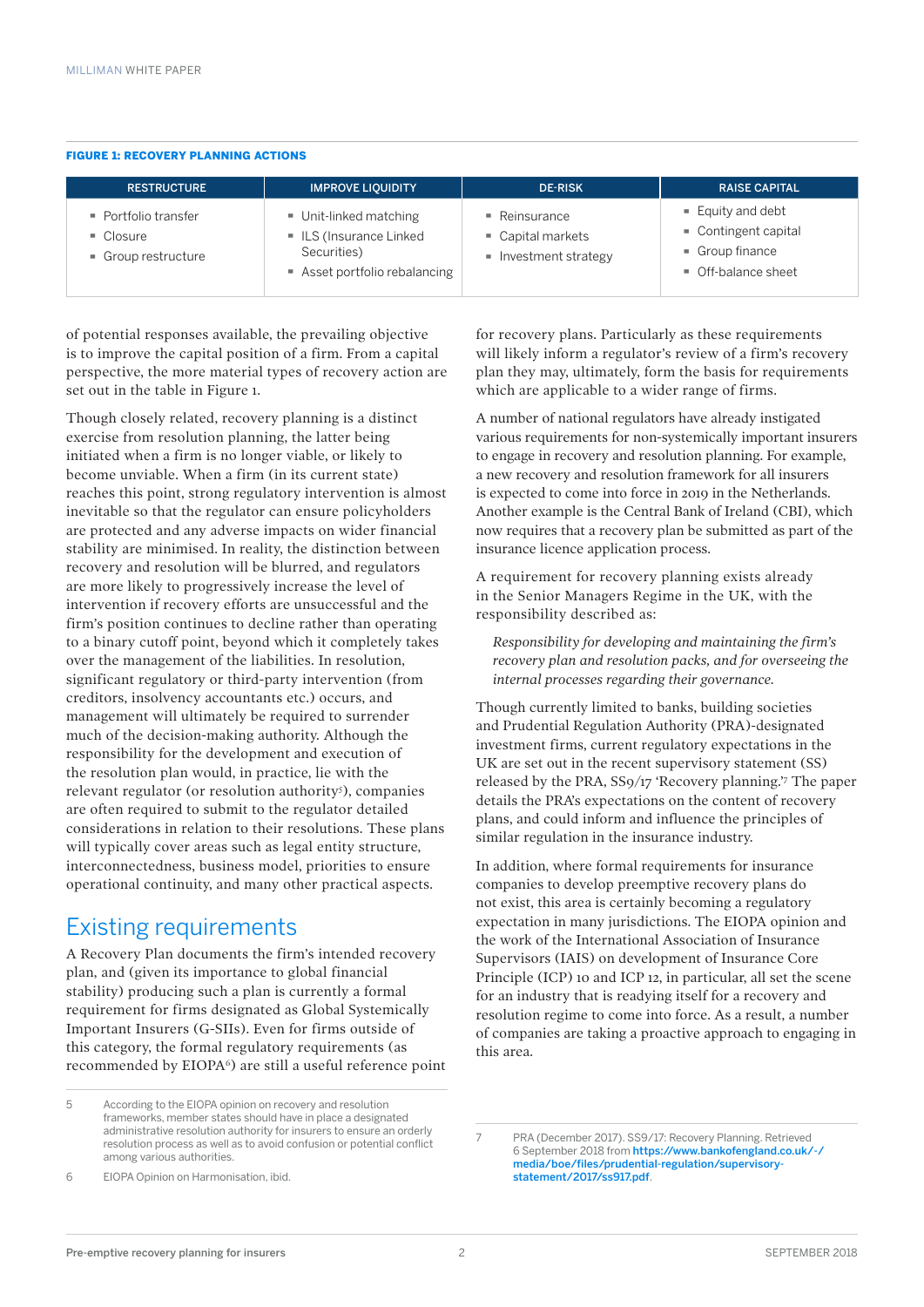**FIGURE 1: RECOVERY PLANNING ACTIONS**

| RESTRUCTURE | IMPROVE LIQUIDITY | DE-RISK | RAISE CAPITAL |
|---|---|---|---|
| ▪ Portfolio transfer<br>▪ Closure<br>▪ Group restructure | ▪ Unit-linked matching<br>▪ ILS (Insurance Linked Securities)<br>▪ Asset portfolio rebalancing | ▪ Reinsurance<br>▪ Capital markets<br>▪ Investment strategy | ▪ Equity and debt<br>▪ Contingent capital<br>▪ Group finance<br>▪ Off-balance sheet |

of potential responses available, the prevailing objective is to improve the capital position of a firm. From a capital perspective, the more material types of recovery action are set out in the table in Figure 1.

Though closely related, recovery planning is a distinct exercise from resolution planning, the latter being initiated when a firm is no longer viable, or likely to become unviable. When a firm (in its current state) reaches this point, strong regulatory intervention is almost inevitable so that the regulator can ensure policyholders are protected and any adverse impacts on wider financial stability are minimised. In reality, the distinction between recovery and resolution will be blurred, and regulators are more likely to progressively increase the level of intervention if recovery efforts are unsuccessful and the firm's position continues to decline rather than operating to a binary cutoff point, beyond which it completely takes over the management of the liabilities. In resolution, significant regulatory or third-party intervention (from creditors, insolvency accountants etc.) occurs, and management will ultimately be required to surrender much of the decision-making authority. Although the responsibility for the development and execution of the resolution plan would, in practice, lie with the relevant regulator (or resolution authority[5]), companies are often required to submit to the regulator detailed considerations in relation to their resolutions. These plans will typically cover areas such as legal entity structure, interconnectedness, business model, priorities to ensure operational continuity, and many other practical aspects.

## Existing requirements

A Recovery Plan documents the firm's intended recovery plan, and (given its importance to global financial stability) producing such a plan is currently a formal requirement for firms designated as Global Systemically Important Insurers (G-SIIs). Even for firms outside of this category, the formal regulatory requirements (as recommended by EIOPA[6]) are still a useful reference point for recovery plans. Particularly as these requirements will likely inform a regulator's review of a firm's recovery plan they may, ultimately, form the basis for requirements which are applicable to a wider range of firms.

A number of national regulators have already instigated various requirements for non-systemically important insurers to engage in recovery and resolution planning. For example, a new recovery and resolution framework for all insurers is expected to come into force in 2019 in the Netherlands. Another example is the Central Bank of Ireland (CBI), which now requires that a recovery plan be submitted as part of the insurance licence application process.

A requirement for recovery planning exists already in the Senior Managers Regime in the UK, with the responsibility described as:

> *Responsibility for developing and maintaining the firm's recovery plan and resolution packs, and for overseeing the internal processes regarding their governance.*

Though currently limited to banks, building societies and Prudential Regulation Authority (PRA)-designated investment firms, current regulatory expectations in the UK are set out in the recent supervisory statement (SS) released by the PRA, SS9/17 'Recovery planning.'[7] The paper details the PRA's expectations on the content of recovery plans, and could inform and influence the principles of similar regulation in the insurance industry.

In addition, where formal requirements for insurance companies to develop preemptive recovery plans do not exist, this area is certainly becoming a regulatory expectation in many jurisdictions. The EIOPA opinion and the work of the International Association of Insurance Supervisors (IAIS) on development of Insurance Core Principle (ICP) 10 and ICP 12, in particular, all set the scene for an industry that is readying itself for a recovery and resolution regime to come into force. As a result, a number of companies are taking a proactive approach to engaging in this area.

---

5 According to the EIOPA opinion on recovery and resolution frameworks, member states should have in place a designated administrative resolution authority for insurers to ensure an orderly resolution process as well as to avoid confusion or potential conflict among various authorities.

6 EIOPA Opinion on Harmonisation, ibid.

7 PRA (December 2017). SS9/17: Recovery Planning. Retrieved 6 September 2018 from https://www.bankofengland.co.uk/-/media/boe/files/prudential-regulation/supervisory-statement/2017/ss917.pdf.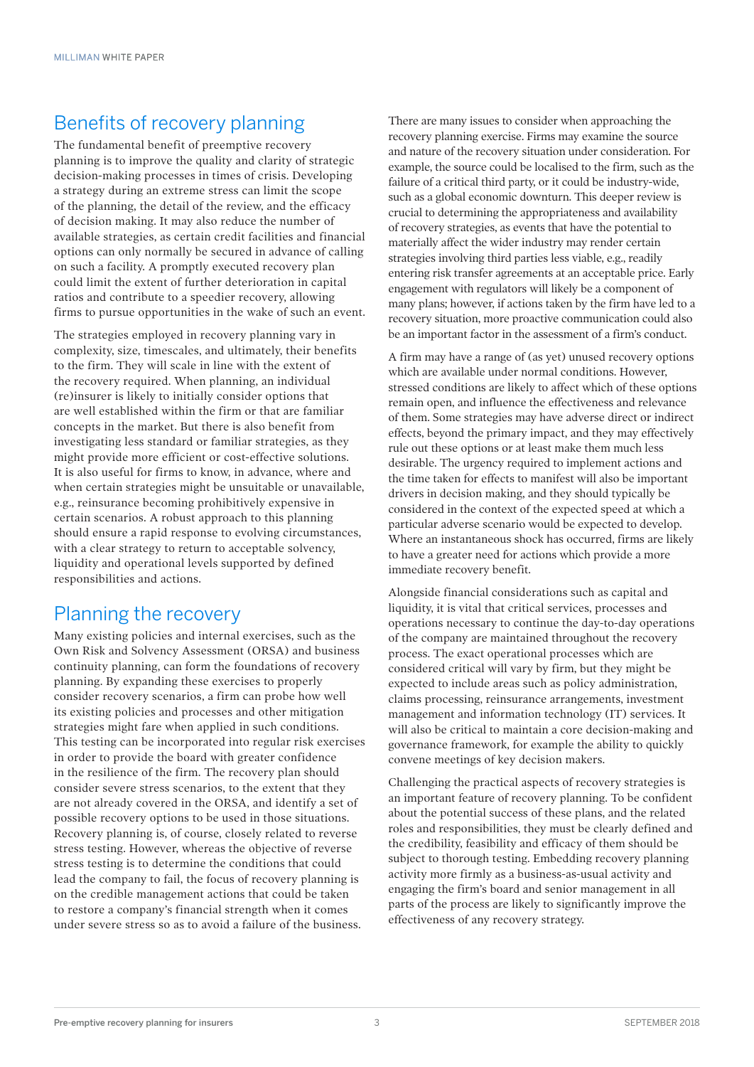## Benefits of recovery planning

The fundamental benefit of preemptive recovery planning is to improve the quality and clarity of strategic decision-making processes in times of crisis. Developing a strategy during an extreme stress can limit the scope of the planning, the detail of the review, and the efficacy of decision making. It may also reduce the number of available strategies, as certain credit facilities and financial options can only normally be secured in advance of calling on such a facility. A promptly executed recovery plan could limit the extent of further deterioration in capital ratios and contribute to a speedier recovery, allowing firms to pursue opportunities in the wake of such an event.

The strategies employed in recovery planning vary in complexity, size, timescales, and ultimately, their benefits to the firm. They will scale in line with the extent of the recovery required. When planning, an individual (re)insurer is likely to initially consider options that are well established within the firm or that are familiar concepts in the market. But there is also benefit from investigating less standard or familiar strategies, as they might provide more efficient or cost-effective solutions. It is also useful for firms to know, in advance, where and when certain strategies might be unsuitable or unavailable, e.g., reinsurance becoming prohibitively expensive in certain scenarios. A robust approach to this planning should ensure a rapid response to evolving circumstances, with a clear strategy to return to acceptable solvency, liquidity and operational levels supported by defined responsibilities and actions.

## Planning the recovery

Many existing policies and internal exercises, such as the Own Risk and Solvency Assessment (ORSA) and business continuity planning, can form the foundations of recovery planning. By expanding these exercises to properly consider recovery scenarios, a firm can probe how well its existing policies and processes and other mitigation strategies might fare when applied in such conditions. This testing can be incorporated into regular risk exercises in order to provide the board with greater confidence in the resilience of the firm. The recovery plan should consider severe stress scenarios, to the extent that they are not already covered in the ORSA, and identify a set of possible recovery options to be used in those situations. Recovery planning is, of course, closely related to reverse stress testing. However, whereas the objective of reverse stress testing is to determine the conditions that could lead the company to fail, the focus of recovery planning is on the credible management actions that could be taken to restore a company's financial strength when it comes under severe stress so as to avoid a failure of the business.

There are many issues to consider when approaching the recovery planning exercise. Firms may examine the source and nature of the recovery situation under consideration. For example, the source could be localised to the firm, such as the failure of a critical third party, or it could be industry-wide, such as a global economic downturn. This deeper review is crucial to determining the appropriateness and availability of recovery strategies, as events that have the potential to materially affect the wider industry may render certain strategies involving third parties less viable, e.g., readily entering risk transfer agreements at an acceptable price. Early engagement with regulators will likely be a component of many plans; however, if actions taken by the firm have led to a recovery situation, more proactive communication could also be an important factor in the assessment of a firm's conduct.

A firm may have a range of (as yet) unused recovery options which are available under normal conditions. However, stressed conditions are likely to affect which of these options remain open, and influence the effectiveness and relevance of them. Some strategies may have adverse direct or indirect effects, beyond the primary impact, and they may effectively rule out these options or at least make them much less desirable. The urgency required to implement actions and the time taken for effects to manifest will also be important drivers in decision making, and they should typically be considered in the context of the expected speed at which a particular adverse scenario would be expected to develop. Where an instantaneous shock has occurred, firms are likely to have a greater need for actions which provide a more immediate recovery benefit.

Alongside financial considerations such as capital and liquidity, it is vital that critical services, processes and operations necessary to continue the day-to-day operations of the company are maintained throughout the recovery process. The exact operational processes which are considered critical will vary by firm, but they might be expected to include areas such as policy administration, claims processing, reinsurance arrangements, investment management and information technology (IT) services. It will also be critical to maintain a core decision-making and governance framework, for example the ability to quickly convene meetings of key decision makers.

Challenging the practical aspects of recovery strategies is an important feature of recovery planning. To be confident about the potential success of these plans, and the related roles and responsibilities, they must be clearly defined and the credibility, feasibility and efficacy of them should be subject to thorough testing. Embedding recovery planning activity more firmly as a business-as-usual activity and engaging the firm's board and senior management in all parts of the process are likely to significantly improve the effectiveness of any recovery strategy.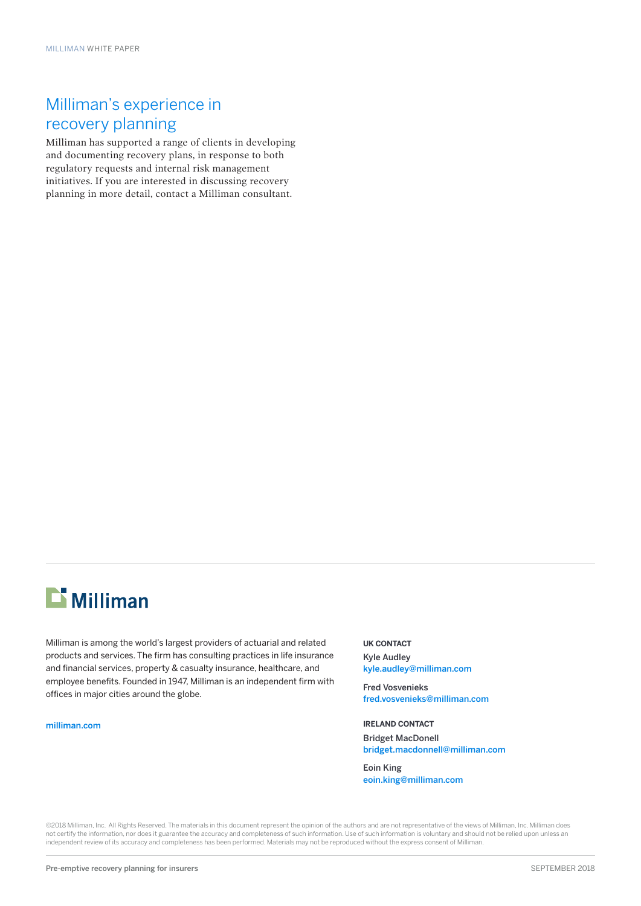## Milliman's experience in recovery planning

Milliman has supported a range of clients in developing and documenting recovery plans, in response to both regulatory requests and internal risk management initiatives. If you are interested in discussing recovery planning in more detail, contact a Milliman consultant.

Milliman

Milliman is among the world's largest providers of actuarial and related products and services. The firm has consulting practices in life insurance and financial services, property & casualty insurance, healthcare, and employee benefits. Founded in 1947, Milliman is an independent firm with offices in major cities around the globe.

milliman.com

**UK CONTACT**

Kyle Audley
kyle.audley@milliman.com

Fred Vosvenieks
fred.vosvenieks@milliman.com

**IRELAND CONTACT**

Bridget MacDonell
bridget.macdonell@milliman.com

Eoin King
eoin.king@milliman.com

©2018 Milliman, Inc. All Rights Reserved. The materials in this document represent the opinion of the authors and are not representative of the views of Milliman, Inc. Milliman does not certify the information, nor does it guarantee the accuracy and completeness of such information. Use of such information is voluntary and should not be relied upon unless an independent review of its accuracy and completeness has been performed. Materials may not be reproduced without the express consent of Milliman.